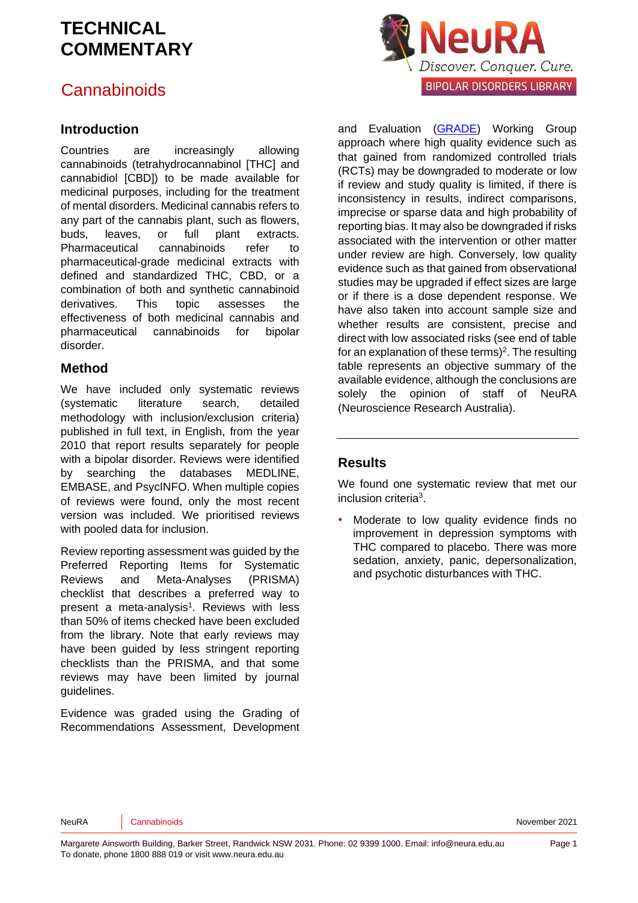# TECHNICAL COMMENTARY

## Cannabinoids

NeuRA — Discover. Conquer. Cure.

BIPOLAR DISORDERS LIBRARY

### Introduction

Countries are increasingly allowing cannabinoids (tetrahydrocannabinol [THC] and cannabidiol [CBD]) to be made available for medicinal purposes, including for the treatment of mental disorders. Medicinal cannabis refers to any part of the cannabis plant, such as flowers, buds, leaves, or full plant extracts. Pharmaceutical cannabinoids refer to pharmaceutical-grade medicinal extracts with defined and standardized THC, CBD, or a combination of both and synthetic cannabinoid derivatives. This topic assesses the effectiveness of both medicinal cannabis and pharmaceutical cannabinoids for bipolar disorder.

### Method

We have included only systematic reviews (systematic literature search, detailed methodology with inclusion/exclusion criteria) published in full text, in English, from the year 2010 that report results separately for people with a bipolar disorder. Reviews were identified by searching the databases MEDLINE, EMBASE, and PsycINFO. When multiple copies of reviews were found, only the most recent version was included. We prioritised reviews with pooled data for inclusion.

Review reporting assessment was guided by the Preferred Reporting Items for Systematic Reviews and Meta-Analyses (PRISMA) checklist that describes a preferred way to present a meta-analysis[1]. Reviews with less than 50% of items checked have been excluded from the library. Note that early reviews may have been guided by less stringent reporting checklists than the PRISMA, and that some reviews may have been limited by journal guidelines.

Evidence was graded using the Grading of Recommendations Assessment, Development and Evaluation (GRADE) Working Group approach where high quality evidence such as that gained from randomized controlled trials (RCTs) may be downgraded to moderate or low if review and study quality is limited, if there is inconsistency in results, indirect comparisons, imprecise or sparse data and high probability of reporting bias. It may also be downgraded if risks associated with the intervention or other matter under review are high. Conversely, low quality evidence such as that gained from observational studies may be upgraded if effect sizes are large or if there is a dose dependent response. We have also taken into account sample size and whether results are consistent, precise and direct with low associated risks (see end of table for an explanation of these terms)[2]. The resulting table represents an objective summary of the available evidence, although the conclusions are solely the opinion of staff of NeuRA (Neuroscience Research Australia).

### Results

We found one systematic review that met our inclusion criteria[3].

- Moderate to low quality evidence finds no improvement in depression symptoms with THC compared to placebo. There was more sedation, anxiety, panic, depersonalization, and psychotic disturbances with THC.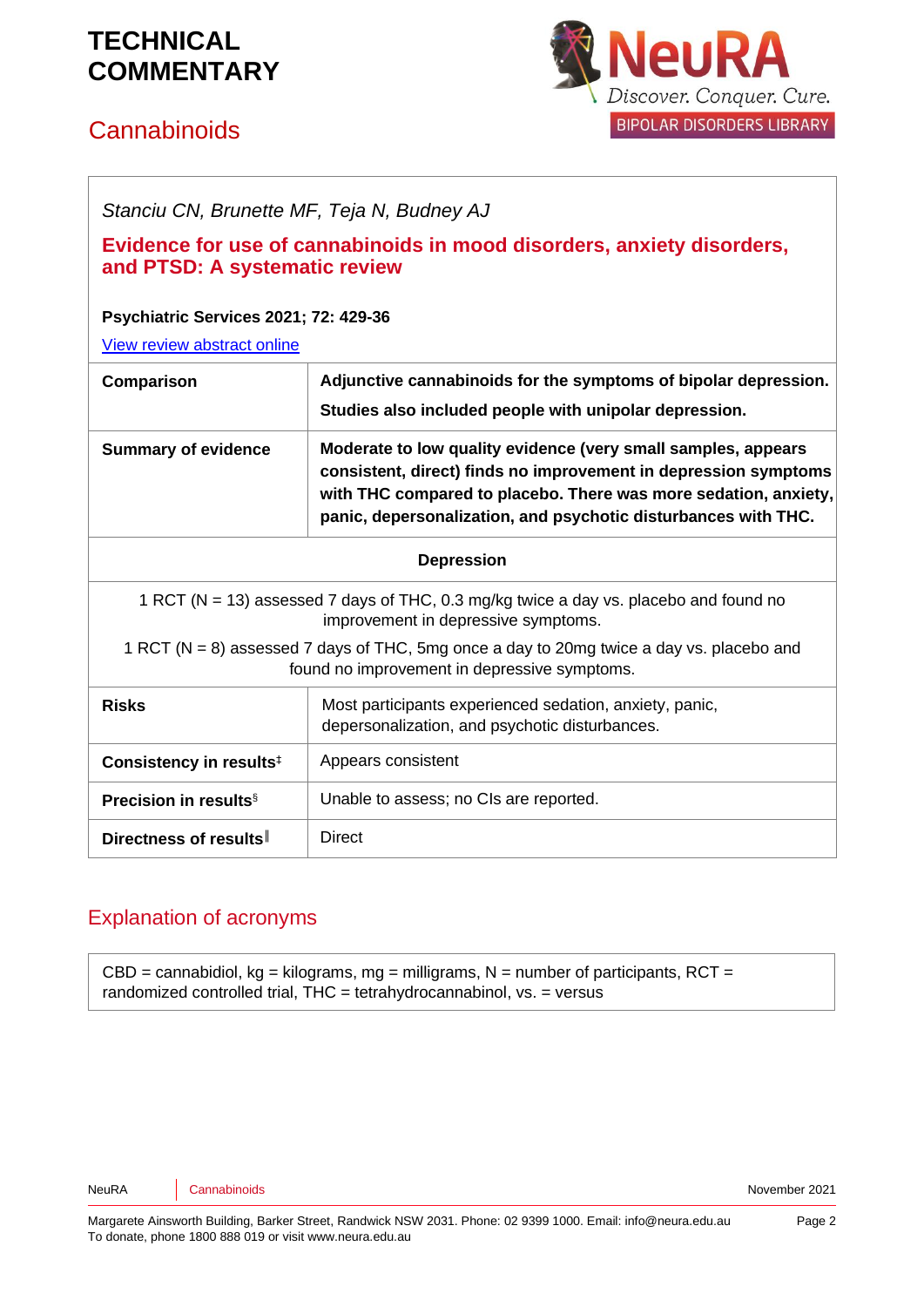# TECHNICAL COMMENTARY

## Cannabinoids

*Stanciu CN, Brunette MF, Teja N, Budney AJ*

### Evidence for use of cannabinoids in mood disorders, anxiety disorders, and PTSD: A systematic review

**Psychiatric Services 2021; 72: 429-36**

[View review abstract online]

| | |
|---|---|
| **Comparison** | **Adjunctive cannabinoids for the symptoms of bipolar depression.** **Studies also included people with unipolar depression.** |
| **Summary of evidence** | **Moderate to low quality evidence (very small samples, appears consistent, direct) finds no improvement in depression symptoms with THC compared to placebo. There was more sedation, anxiety, panic, depersonalization, and psychotic disturbances with THC.** |
| **Depression** | |
| 1 RCT (N = 13) assessed 7 days of THC, 0.3 mg/kg twice a day vs. placebo and found no improvement in depressive symptoms. 1 RCT (N = 8) assessed 7 days of THC, 5mg once a day to 20mg twice a day vs. placebo and found no improvement in depressive symptoms. | |
| **Risks** | Most participants experienced sedation, anxiety, panic, depersonalization, and psychotic disturbances. |
| **Consistency in results**‡ | Appears consistent |
| **Precision in results**§ | Unable to assess; no CIs are reported. |
| **Directness of results**‖ | Direct |

## Explanation of acronyms

CBD = cannabidiol, kg = kilograms, mg = milligrams, N = number of participants, RCT = randomized controlled trial, THC = tetrahydrocannabinol, vs. = versus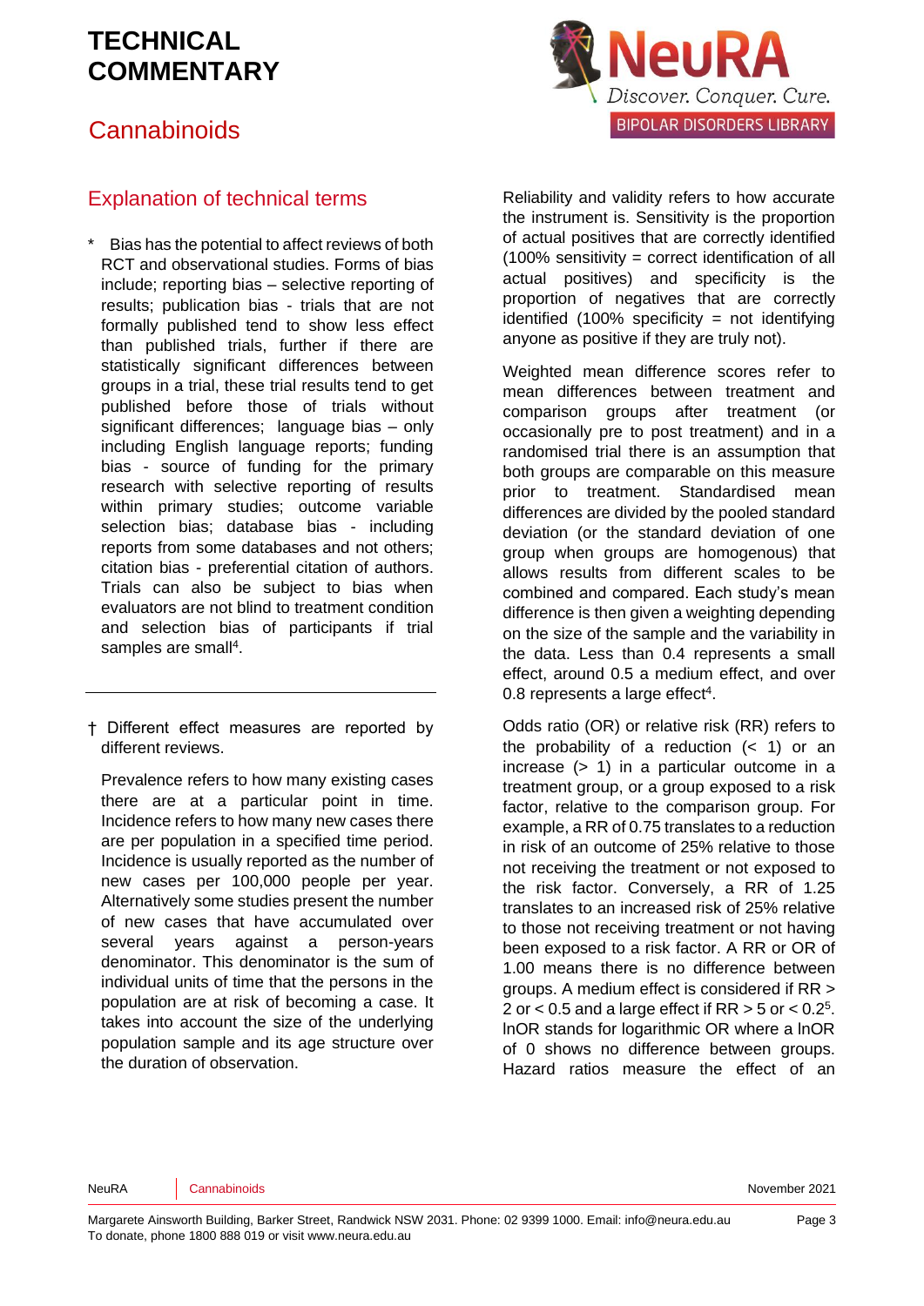## Explanation of technical terms

\* Bias has the potential to affect reviews of both RCT and observational studies. Forms of bias include; reporting bias – selective reporting of results; publication bias - trials that are not formally published tend to show less effect than published trials, further if there are statistically significant differences between groups in a trial, these trial results tend to get published before those of trials without significant differences; language bias – only including English language reports; funding bias - source of funding for the primary research with selective reporting of results within primary studies; outcome variable selection bias; database bias - including reports from some databases and not others; citation bias - preferential citation of authors. Trials can also be subject to bias when evaluators are not blind to treatment condition and selection bias of participants if trial samples are small[4].

† Different effect measures are reported by different reviews.

Prevalence refers to how many existing cases there are at a particular point in time. Incidence refers to how many new cases there are per population in a specified time period. Incidence is usually reported as the number of new cases per 100,000 people per year. Alternatively some studies present the number of new cases that have accumulated over several years against a person-years denominator. This denominator is the sum of individual units of time that the persons in the population are at risk of becoming a case. It takes into account the size of the underlying population sample and its age structure over the duration of observation.

Reliability and validity refers to how accurate the instrument is. Sensitivity is the proportion of actual positives that are correctly identified (100% sensitivity = correct identification of all actual positives) and specificity is the proportion of negatives that are correctly identified (100% specificity = not identifying anyone as positive if they are truly not).

Weighted mean difference scores refer to mean differences between treatment and comparison groups after treatment (or occasionally pre to post treatment) and in a randomised trial there is an assumption that both groups are comparable on this measure prior to treatment. Standardised mean differences are divided by the pooled standard deviation (or the standard deviation of one group when groups are homogenous) that allows results from different scales to be combined and compared. Each study's mean difference is then given a weighting depending on the size of the sample and the variability in the data. Less than 0.4 represents a small effect, around 0.5 a medium effect, and over 0.8 represents a large effect[4].

Odds ratio (OR) or relative risk (RR) refers to the probability of a reduction (< 1) or an increase (> 1) in a particular outcome in a treatment group, or a group exposed to a risk factor, relative to the comparison group. For example, a RR of 0.75 translates to a reduction in risk of an outcome of 25% relative to those not receiving the treatment or not exposed to the risk factor. Conversely, a RR of 1.25 translates to an increased risk of 25% relative to those not receiving treatment or not having been exposed to a risk factor. A RR or OR of 1.00 means there is no difference between groups. A medium effect is considered if RR > 2 or < 0.5 and a large effect if RR > 5 or < 0.2[5]. lnOR stands for logarithmic OR where a lnOR of 0 shows no difference between groups. Hazard ratios measure the effect of an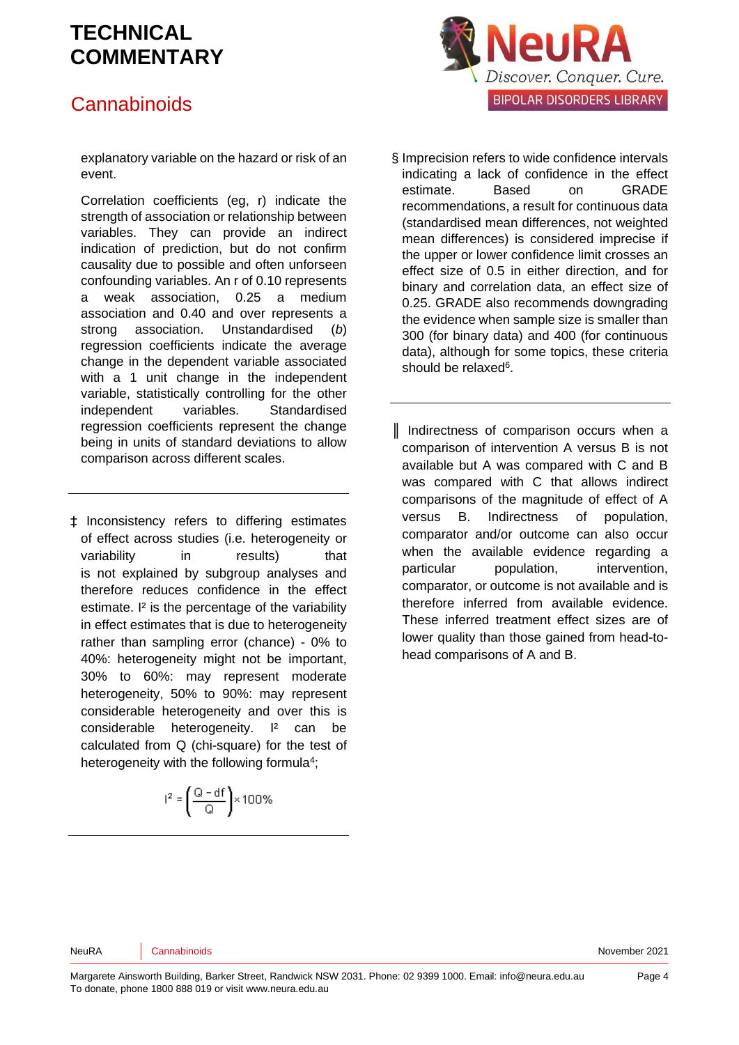explanatory variable on the hazard or risk of an event.

Correlation coefficients (eg, r) indicate the strength of association or relationship between variables. They can provide an indirect indication of prediction, but do not confirm causality due to possible and often unforeseen confounding variables. An r of 0.10 represents a weak association, 0.25 a medium association and 0.40 and over represents a strong association. Unstandardised (*b*) regression coefficients indicate the average change in the dependent variable associated with a 1 unit change in the independent variable, statistically controlling for the other independent variables. Standardised regression coefficients represent the change being in units of standard deviations to allow comparison across different scales.

---

‡ Inconsistency refers to differing estimates of effect across studies (i.e. heterogeneity or variability in results) that is not explained by subgroup analyses and therefore reduces confidence in the effect estimate. $I^2$ is the percentage of the variability in effect estimates that is due to heterogeneity rather than sampling error (chance) - 0% to 40%: heterogeneity might not be important, 30% to 60%: may represent moderate heterogeneity, 50% to 90%: may represent considerable heterogeneity and over this is considerable heterogeneity. $I^2$ can be calculated from Q (chi-square) for the test of heterogeneity with the following formula[4];

$$I^2 = \left(\frac{Q - df}{Q}\right) \times 100\%$$

---

§ Imprecision refers to wide confidence intervals indicating a lack of confidence in the effect estimate. Based on GRADE recommendations, a result for continuous data (standardised mean differences, not weighted mean differences) is considered imprecise if the upper or lower confidence limit crosses an effect size of 0.5 in either direction, and for binary and correlation data, an effect size of 0.25. GRADE also recommends downgrading the evidence when sample size is smaller than 300 (for binary data) and 400 (for continuous data), although for some topics, these criteria should be relaxed[6].

---

‖ Indirectness of comparison occurs when a comparison of intervention A versus B is not available but A was compared with C and B was compared with C that allows indirect comparisons of the magnitude of effect of A versus B. Indirectness of population, comparator and/or outcome can also occur when the available evidence regarding a particular population, intervention, comparator, or outcome is not available and is therefore inferred from available evidence. These inferred treatment effect sizes are of lower quality than those gained from head-to-head comparisons of A and B.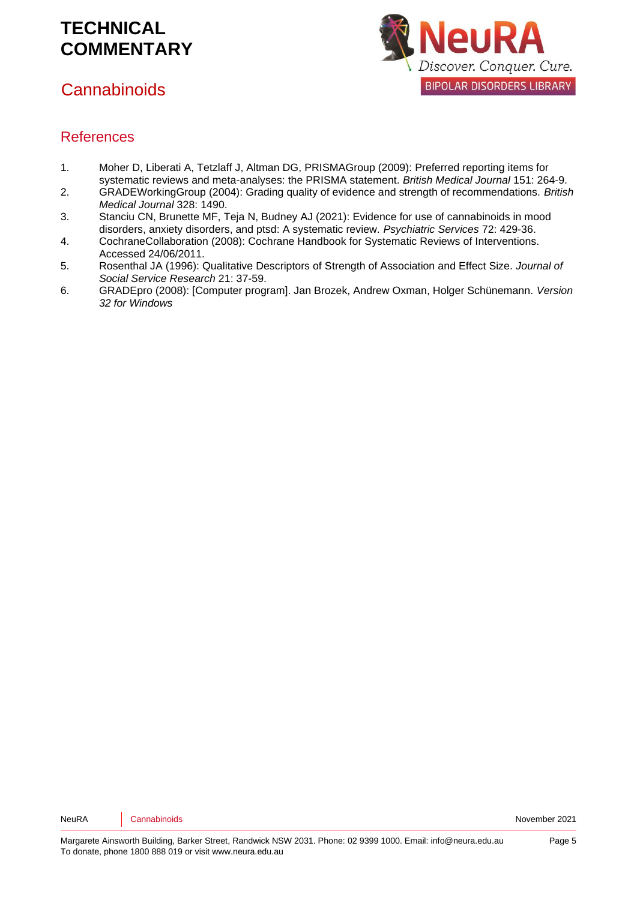# TECHNICAL COMMENTARY

## Cannabinoids

## References

1. Moher D, Liberati A, Tetzlaff J, Altman DG, PRISMAGroup (2009): Preferred reporting items for systematic reviews and meta-analyses: the PRISMA statement. *British Medical Journal* 151: 264-9.
2. GRADEWorkingGroup (2004): Grading quality of evidence and strength of recommendations. *British Medical Journal* 328: 1490.
3. Stanciu CN, Brunette MF, Teja N, Budney AJ (2021): Evidence for use of cannabinoids in mood disorders, anxiety disorders, and ptsd: A systematic review. *Psychiatric Services* 72: 429-36.
4. CochraneCollaboration (2008): Cochrane Handbook for Systematic Reviews of Interventions. Accessed 24/06/2011.
5. Rosenthal JA (1996): Qualitative Descriptors of Strength of Association and Effect Size. *Journal of Social Service Research* 21: 37-59.
6. GRADEpro (2008): [Computer program]. Jan Brozek, Andrew Oxman, Holger Schünemann. *Version 32 for Windows*